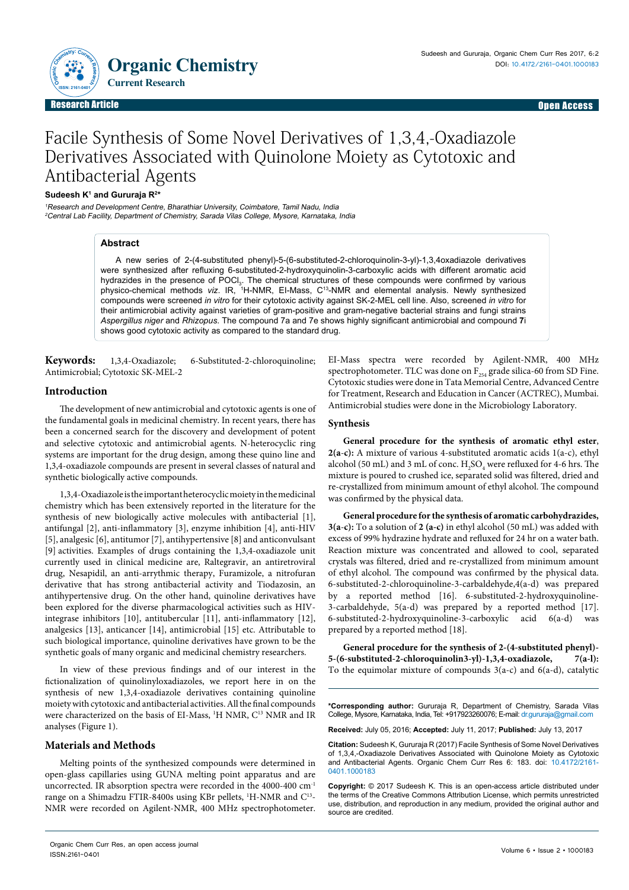Research Article

Open Access

# Facile Synthesis of Some Novel Derivatives of 1,3,4,-Oxadiazole Derivatives Associated with Quinolone Moiety as Cytotoxic and Antibacterial Agents

**Sudeesh K[1] and Gururaja R[2]***

[1]*Research and Development Centre, Bharathiar University, Coimbatore, Tamil Nadu, India*
[2]*Central Lab Facility, Department of Chemistry, Sarada Vilas College, Mysore, Karnataka, India*

## Abstract

A new series of 2-(4-substituted phenyl)-5-(6-substituted-2-chloroquinolin-3-yl)-1,3,4oxadiazole derivatives were synthesized after refluxing 6-substituted-2-hydroxyquinolin-3-carboxylic acids with different aromatic acid hydrazides in the presence of $POCl_3$. The chemical structures of these compounds were confirmed by various physico-chemical methods *viz*. IR, [1]H-NMR, EI-Mass, C[13]-NMR and elemental analysis. Newly synthesized compounds were screened *in vitro* for their cytotoxic activity against SK-2-MEL cell line. Also, screened *in vitro* for their antimicrobial activity against varieties of gram-positive and gram-negative bacterial strains and fungi strains *Aspergillus niger* and *Rhizopus*. The compound 7a and 7e shows highly significant antimicrobial and compound **7**i shows good cytotoxic activity as compared to the standard drug.

**Keywords:** 1,3,4-Oxadiazole; 6-Substituted-2-chloroquinoline; Antimicrobial; Cytotoxic SK-MEL-2

## Introduction

The development of new antimicrobial and cytotoxic agents is one of the fundamental goals in medicinal chemistry. In recent years, there has been a concerned search for the discovery and development of potent and selective cytotoxic and antimicrobial agents. N-heterocyclic ring systems are important for the drug design, among these quino line and 1,3,4-oxadiazole compounds are present in several classes of natural and synthetic biologically active compounds.

1,3,4-Oxadiazole is the important heterocyclic moiety in the medicinal chemistry which has been extensively reported in the literature for the synthesis of new biologically active molecules with antibacterial [1], antifungal [2], anti-inflammatory [3], enzyme inhibition [4], anti-HIV [5], analgesic [6], antitumor [7], antihypertensive [8] and anticonvulsant [9] activities. Examples of drugs containing the 1,3,4-oxadiazole unit currently used in clinical medicine are, Raltegravir, an antiretroviral drug, Nesapidil, an anti-arrythmic therapy, Furamizole, a nitrofuran derivative that has strong antibacterial activity and Tiodazosin, an antihypertensive drug. On the other hand, quinoline derivatives have been explored for the diverse pharmacological activities such as HIV-integrase inhibitors [10], antitubercular [11], anti-inflammatory [12], analgesics [13], anticancer [14], antimicrobial [15] etc. Attributable to such biological importance, quinoline derivatives have grown to be the synthetic goals of many organic and medicinal chemistry researchers.

In view of these previous findings and of our interest in the fictionalization of quinolinyloxadiazoles, we report here in on the synthesis of new 1,3,4-oxadiazole derivatives containing quinoline moiety with cytotoxic and antibacterial activities. All the final compounds were characterized on the basis of EI-Mass, [1]H NMR, C[13] NMR and IR analyses (Figure 1).

## Materials and Methods

Melting points of the synthesized compounds were determined in open-glass capillaries using GUNA melting point apparatus and are uncorrected. IR absorption spectra were recorded in the 4000-400 $cm^{-1}$ range on a Shimadzu FTIR-8400s using KBr pellets, [1]H-NMR and C[13]-NMR were recorded on Agilent-NMR, 400 MHz spectrophotometer. EI-Mass spectra were recorded by Agilent-NMR, 400 MHz spectrophotometer. TLC was done on $F_{254}$ grade silica-60 from SD Fine. Cytotoxic studies were done in Tata Memorial Centre, Advanced Centre for Treatment, Research and Education in Cancer (ACTREC), Mumbai. Antimicrobial studies were done in the Microbiology Laboratory.

### Synthesis

**General procedure for the synthesis of aromatic ethyl ester, 2(a-c):** A mixture of various 4-substituted aromatic acids 1(a-c), ethyl alcohol (50 mL) and 3 mL of conc. $H_2SO_4$ were refluxed for 4-6 hrs. The mixture is poured to crushed ice, separated solid was filtered, dried and re-crystallized from minimum amount of ethyl alcohol. The compound was confirmed by the physical data.

**General procedure for the synthesis of aromatic carbohydrazides, 3(a-c):** To a solution of **2 (a-c)** in ethyl alcohol (50 mL) was added with excess of 99% hydrazine hydrate and refluxed for 24 hr on a water bath. Reaction mixture was concentrated and allowed to cool, separated crystals was filtered, dried and re-crystallized from minimum amount of ethyl alcohol. The compound was confirmed by the physical data. 6-substituted-2-chloroquinoline-3-carbaldehyde,4(a-d) was prepared by a reported method [16]. 6-substituted-2-hydroxyquinoline-3-carbaldehyde, 5(a-d) was prepared by a reported method [17]. 6-substituted-2-hydroxyquinoline-3-carboxylic acid 6(a-d) was prepared by a reported method [18].

**General procedure for the synthesis of 2-(4-substituted phenyl)-5-(6-substituted-2-chloroquinolin3-yl)-1,3,4-oxadiazole, 7(a-l):** To the equimolar mixture of compounds 3(a-c) and 6(a-d), catalytic

**\*Corresponding author:** Gururaja R, Department of Chemistry, Sarada Vilas College, Mysore, Karnataka, India, Tel: +917923260076; E-mail: dr.gururaja@gmail.com

**Received:** July 05, 2016; **Accepted:** July 11, 2017; **Published:** July 13, 2017

**Citation:** Sudeesh K, Gururaja R (2017) Facile Synthesis of Some Novel Derivatives of 1,3,4,-Oxadiazole Derivatives Associated with Quinolone Moiety as Cytotoxic and Antibacterial Agents. Organic Chem Curr Res 6: 183. doi: 10.4172/2161-0401.1000183

**Copyright:** © 2017 Sudeesh K. This is an open-access article distributed under the terms of the Creative Commons Attribution License, which permits unrestricted use, distribution, and reproduction in any medium, provided the original author and source are credited.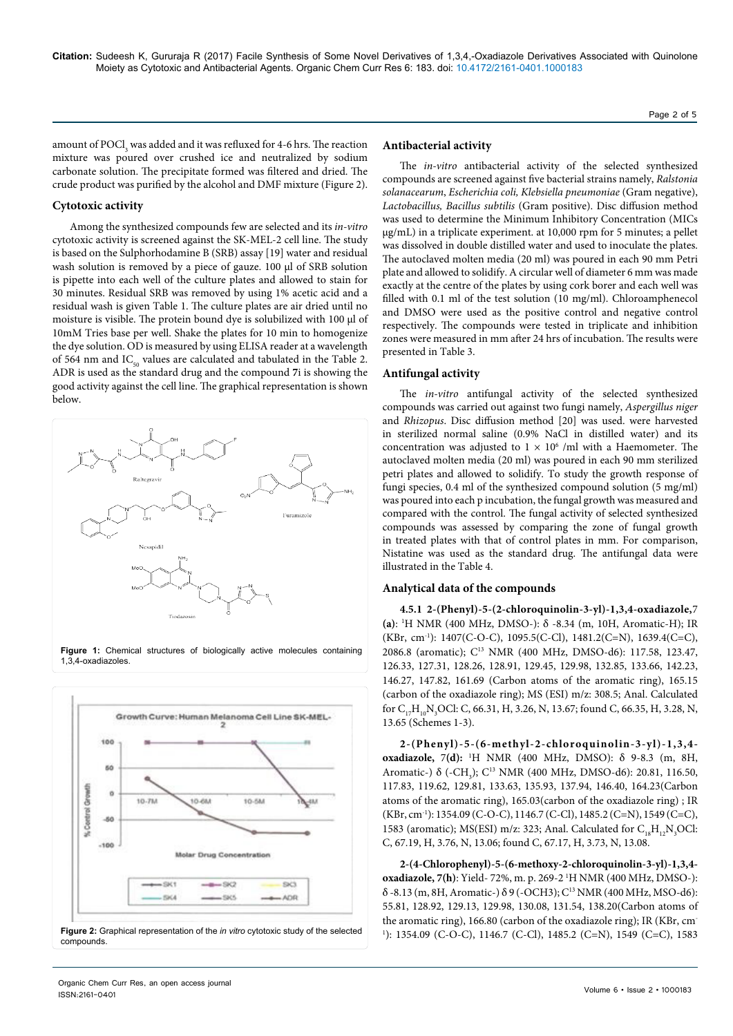amount of $POCl_3$ was added and it was refluxed for 4-6 hrs. The reaction mixture was poured over crushed ice and neutralized by sodium carbonate solution. The precipitate formed was filtered and dried. The crude product was purified by the alcohol and DMF mixture (Figure 2).

### Cytotoxic activity

Among the synthesized compounds few are selected and its *in-vitro* cytotoxic activity is screened against the SK-MEL-2 cell line. The study is based on the Sulphorhodamine B (SRB) assay [19] water and residual wash solution is removed by a piece of gauze. 100 µl of SRB solution is pipette into each well of the culture plates and allowed to stain for 30 minutes. Residual SRB was removed by using 1% acetic acid and a residual wash is given Table 1. The culture plates are air dried until no moisture is visible. The protein bound dye is solubilized with 100 µl of 10mM Tries base per well. Shake the plates for 10 min to homogenize the dye solution. OD is measured by using ELISA reader at a wavelength of 564 nm and $IC_{50}$ values are calculated and tabulated in the Table 2. ADR is used as the standard drug and the compound **7i** is showing the good activity against the cell line. The graphical representation is shown below.

**Figure 1:** Chemical structures of biologically active molecules containing 1,3,4-oxadiazoles.

**Figure 2:** Graphical representation of the *in vitro* cytotoxic study of the selected compounds.

### Antibacterial activity

The *in-vitro* antibacterial activity of the selected synthesized compounds are screened against five bacterial strains namely, *Ralstonia solanacearum*, *Escherichia coli, Klebsiella pneumoniae* (Gram negative), *Lactobacillus, Bacillus subtilis* (Gram positive). Disc diffusion method was used to determine the Minimum Inhibitory Concentration (MICs µg/mL) in a triplicate experiment. at 10,000 rpm for 5 minutes; a pellet was dissolved in double distilled water and used to inoculate the plates. The autoclaved molten media (20 ml) was poured in each 90 mm Petri plate and allowed to solidify. A circular well of diameter 6 mm was made exactly at the centre of the plates by using cork borer and each well was filled with 0.1 ml of the test solution (10 mg/ml). Chloroamphenecol and DMSO were used as the positive control and negative control respectively. The compounds were tested in triplicate and inhibition zones were measured in mm after 24 hrs of incubation. The results were presented in Table 3.

### Antifungal activity

The *in-vitro* antifungal activity of the selected synthesized compounds was carried out against two fungi namely, *Aspergillus niger* and *Rhizopus*. Disc diffusion method [20] was used. were harvested in sterilized normal saline (0.9% NaCl in distilled water) and its concentration was adjusted to $1 \times 10^6$ /ml with a Haemometer. The autoclaved molten media (20 ml) was poured in each 90 mm sterilized petri plates and allowed to solidify. To study the growth response of fungi species, 0.4 ml of the synthesized compound solution (5 mg/ml) was poured into each p incubation, the fungal growth was measured and compared with the control. The fungal activity of selected synthesized compounds was assessed by comparing the zone of fungal growth in treated plates with that of control plates in mm. For comparison, Nistatine was used as the standard drug. The antifungal data were illustrated in the Table 4.

### Analytical data of the compounds

**4.5.1 2-(Phenyl)-5-(2-chloroquinolin-3-yl)-1,3,4-oxadiazole,**7**(a)**: [1]H NMR (400 MHz, DMSO-): δ -8.34 (m, 10H, Aromatic-H); IR (KBr, $cm^{-1}$): 1407(C-O-C), 1095.5(C-Cl), 1481.2(C=N), 1639.4(C=C), 2086.8 (aromatic); C[13] NMR (400 MHz, DMSO-d6): 117.58, 123.47, 126.33, 127.31, 128.26, 128.91, 129.45, 129.98, 132.85, 133.66, 142.23, 146.27, 147.82, 161.69 (Carbon atoms of the aromatic ring), 165.15 (carbon of the oxadiazole ring); MS (ESI) m/z: 308.5; Anal. Calculated for $C_{17}H_{10}N_3OCl$: C, 66.31, H, 3.26, N, 13.67; found C, 66.35, H, 3.28, N, 13.65 (Schemes 1-3).

**2-(Phenyl)-5-(6-methyl-2-chloroquinolin-3-yl)-1,3,4-oxadiazole,** 7**(d):** [1]H NMR (400 MHz, DMSO): δ 9-8.3 (m, 8H, Aromatic-) δ (-$CH_3$); C[13] NMR (400 MHz, DMSO-d6): 20.81, 116.50, 117.83, 119.62, 129.81, 133.63, 135.93, 137.94, 146.40, 164.23(Carbon atoms of the aromatic ring), 165.03(carbon of the oxadiazole ring) ; IR (KBr, $cm^{-1}$): 1354.09 (C-O-C), 1146.7 (C-Cl), 1485.2 (C=N), 1549 (C=C), 1583 (aromatic); MS(ESI) m/z: 323; Anal. Calculated for $C_{18}H_{12}N_3OCl$: C, 67.19, H, 3.76, N, 13.06; found C, 67.17, H, 3.73, N, 13.08.

**2-(4-Chlorophenyl)-5-(6-methoxy-2-chloroquinolin-3-yl)-1,3,4-oxadiazole, 7(h)**: Yield- 72%, m. p. 269-2 [1]H NMR (400 MHz, DMSO-): δ -8.13 (m, 8H, Aromatic-) δ 9 (-$OCH_3$); C[13] NMR (400 MHz, MSO-d6): 55.81, 128.92, 129.13, 129.98, 130.08, 131.54, 138.20(Carbon atoms of the aromatic ring), 166.80 (carbon of the oxadiazole ring); IR (KBr, $cm^{-1}$): 1354.09 (C-O-C), 1146.7 (C-Cl), 1485.2 (C=N), 1549 (C=C), 1583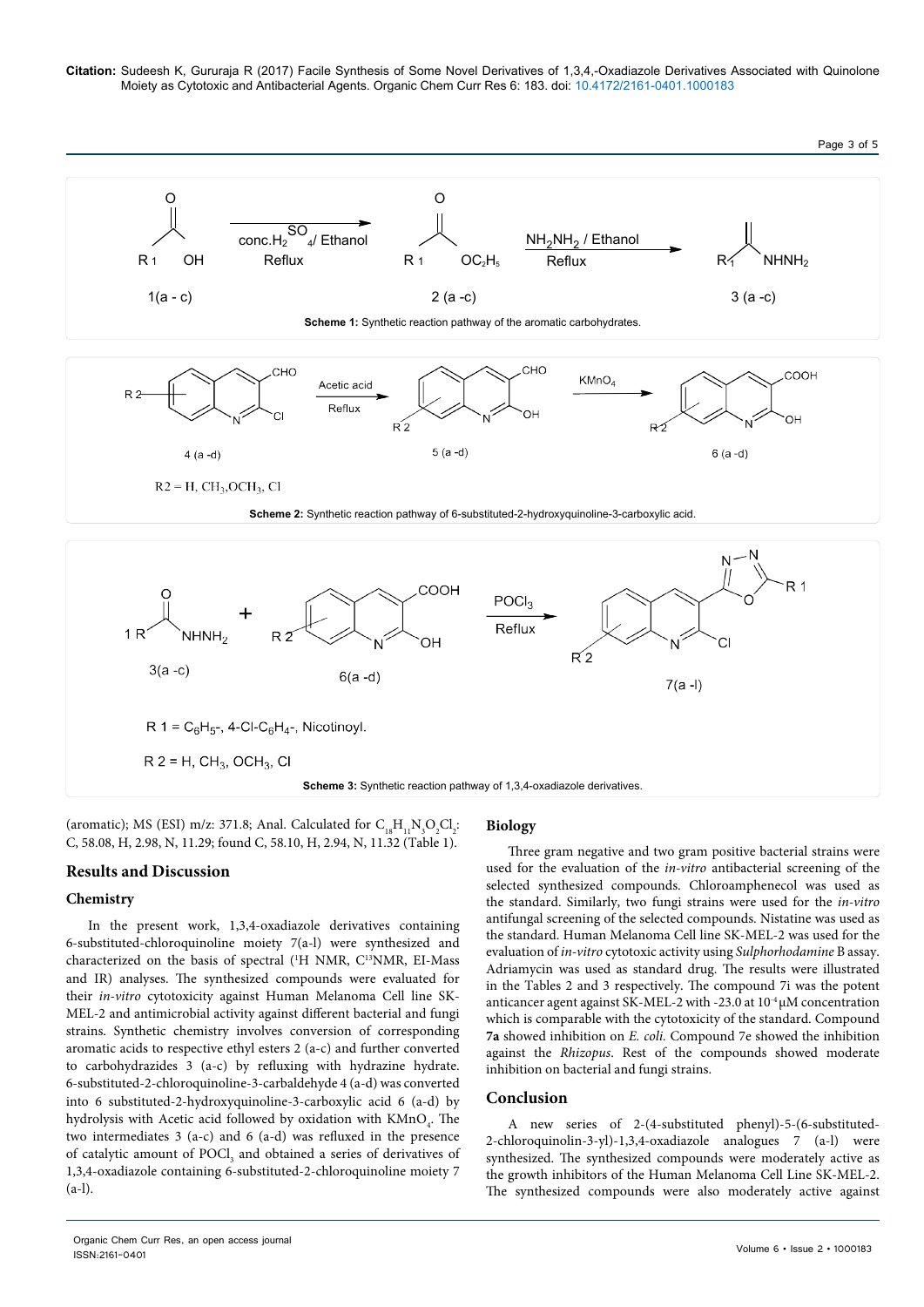Scheme 1: Synthetic reaction pathway of the aromatic carbohydrates.

Scheme 2: Synthetic reaction pathway of 6-substituted-2-hydroxyquinoline-3-carboxylic acid.

Scheme 3: Synthetic reaction pathway of 1,3,4-oxadiazole derivatives.

(aromatic); MS (ESI) m/z: 371.8; Anal. Calculated for $C_{18}H_{11}N_3O_2Cl_2$: C, 58.08, H, 2.98, N, 11.29; found C, 58.10, H, 2.94, N, 11.32 (Table 1).

## Results and Discussion

### Chemistry

In the present work, 1,3,4-oxadiazole derivatives containing 6-substituted-chloroquinoline moiety 7(a-l) were synthesized and characterized on the basis of spectral ($^1$H NMR, C$^{13}$NMR, EI-Mass and IR) analyses. The synthesized compounds were evaluated for their *in-vitro* cytotoxicity against Human Melanoma Cell line SK-MEL-2 and antimicrobial activity against different bacterial and fungi strains. Synthetic chemistry involves conversion of corresponding aromatic acids to respective ethyl esters 2 (a-c) and further converted to carbohydrazides 3 (a-c) by refluxing with hydrazine hydrate. 6-substituted-2-chloroquinoline-3-carbaldehyde 4 (a-d) was converted into 6 substituted-2-hydroxyquinoline-3-carboxylic acid 6 (a-d) by hydrolysis with Acetic acid followed by oxidation with $KMnO_4$. The two intermediates 3 (a-c) and 6 (a-d) was refluxed in the presence of catalytic amount of $POCl_3$ and obtained a series of derivatives of 1,3,4-oxadiazole containing 6-substituted-2-chloroquinoline moiety 7 (a-l).

## Biology

Three gram negative and two gram positive bacterial strains were used for the evaluation of the *in-vitro* antibacterial screening of the selected synthesized compounds. Chloroamphenecol was used as the standard. Similarly, two fungi strains were used for the *in-vitro* antifungal screening of the selected compounds. Nistatine was used as the standard. Human Melanoma Cell line SK-MEL-2 was used for the evaluation of *in-vitro* cytotoxic activity using *Sulphorhodamine* B assay. Adriamycin was used as standard drug. The results were illustrated in the Tables 2 and 3 respectively. The compound 7i was the potent anticancer agent against SK-MEL-2 with -23.0 at $10^{-4}$ µM concentration which is comparable with the cytotoxicity of the standard. Compound **7a** showed inhibition on *E. coli.* Compound 7e showed the inhibition against the *Rhizopus*. Rest of the compounds showed moderate inhibition on bacterial and fungi strains.

## Conclusion

A new series of 2-(4-substituted phenyl)-5-(6-substituted-2-chloroquinolin-3-yl)-1,3,4-oxadiazole analogues 7 (a-l) were synthesized. The synthesized compounds were moderately active as the growth inhibitors of the Human Melanoma Cell Line SK-MEL-2. The synthesized compounds were also moderately active against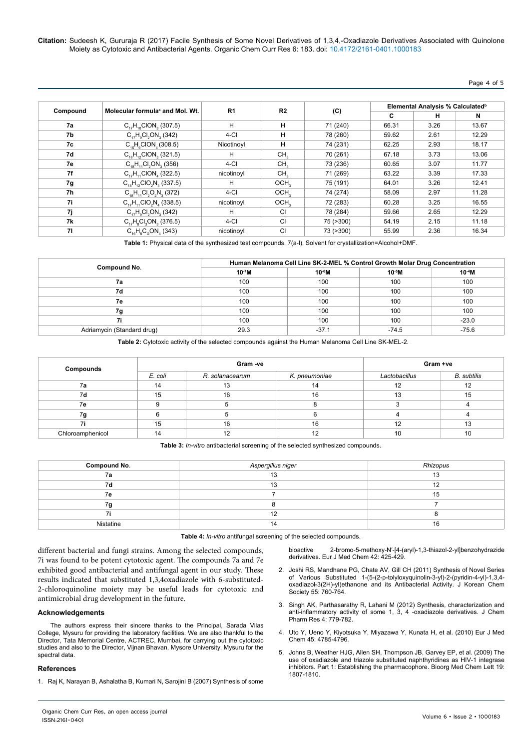| Compound | Molecular formula[a] and Mol. Wt. | R1 | R2 | (C) | Elemental Analysis % Calculated[b] | | |
|---|---|---|---|---|---|---|---|
| | | | | | C | H | N |
| 7a | $C_{17}H_{10}ClON_3$ (307.5) | H | H | 71 (240) | 66.31 | 3.26 | 13.67 |
| 7b | $C_{17}H_9Cl_2ON_3$ (342) | 4-Cl | H | 78 (260) | 59.62 | 2.61 | 12.29 |
| 7c | $C_{16}H_9ClON_4$ (308.5) | Nicotinoyl | H | 74 (231) | 62.25 | 2.93 | 18.17 |
| 7d | $C_{18}H_{12}ClON_3$ (321.5) | H | $CH_3$ | 70 (261) | 67.18 | 3.73 | 13.06 |
| 7e | $C_{18}H_{11}Cl_2ON_3$ (356) | 4-Cl | $CH_3$ | 73 (236) | 60.65 | 3.07 | 11.77 |
| 7f | $C_{17}H_{11}ClON_4$ (322.5) | nicotinoyl | $CH_3$ | 71 (269) | 63.22 | 3.39 | 17.33 |
| 7g | $C_{18}H_{12}ClO_2N_3$ (337.5) | H | $OCH_3$ | 75 (191) | 64.01 | 3.26 | 12.41 |
| 7h | $C_{18}H_{11}Cl_2O_2N_3$ (372) | 4-Cl | $OCH_3$ | 74 (274) | 58.09 | 2.97 | 11.28 |
| 7i | $C_{17}H_{11}ClO_2N_4$ (338.5) | nicotinoyl | $OCH_3$ | 72 (283) | 60.28 | 3.25 | 16.55 |
| 7j | $C_{17}H_9Cl_2ON_3$ (342) | H | Cl | 78 (284) | 59.66 | 2.65 | 12.29 |
| 7k | $C_{17}H_8Cl_3ON_3$ (376.5) | 4-Cl | Cl | 75 (>300) | 54.19 | 2.15 | 11.18 |
| 7l | $C_{16}H_8C_l2ON_4$ (343) | nicotinoyl | Cl | 73 (>300) | 55.99 | 2.36 | 16.34 |

**Table 1:** Physical data of the synthesized test compounds, 7(a-l), Solvent for crystallization=Alcohol+DMF.

| Compound No. | Human Melanoma Cell Line SK-2-MEL % Control Growth Molar Drug Concentration | | | |
|---|---|---|---|---|
| | $10^{-7}$M | $10^{-6}$M | $10^{-5}$M | $10^{-4}$M |
| 7a | 100 | 100 | 100 | 100 |
| 7d | 100 | 100 | 100 | 100 |
| 7e | 100 | 100 | 100 | 100 |
| 7g | 100 | 100 | 100 | 100 |
| 7i | 100 | 100 | 100 | -23.0 |
| Adriamycin (Standard drug) | 29.3 | -37.1 | -74.5 | -75.6 |

**Table 2:** Cytotoxic activity of the selected compounds against the Human Melanoma Cell Line SK-MEL-2.

| Compounds | Gram -ve | | | Gram +ve | |
|---|---|---|---|---|---|
| | *E. coli* | *R. solanacearum* | *K. pneumoniae* | *Lactobacillus* | *B. subtilis* |
| 7a | 14 | 13 | 14 | 12 | 12 |
| 7d | 15 | 16 | 16 | 13 | 15 |
| 7e | 9 | 5 | 8 | 3 | 4 |
| 7g | 6 | 5 | 6 | 4 | 4 |
| 7i | 15 | 16 | 16 | 12 | 13 |
| Chloroamphenicol | 14 | 12 | 12 | 10 | 10 |

**Table 3:** *In-vitro* antibacterial screening of the selected synthesized compounds.

| Compound No. | *Aspergillus niger* | *Rhizopus* |
|---|---|---|
| 7a | 13 | 13 |
| 7d | 13 | 12 |
| 7e | 7 | 15 |
| 7g | 8 | 7 |
| 7i | 12 | 8 |
| Nistatine | 14 | 16 |

**Table 4:** *In-vitro* antifungal screening of the selected compounds.

different bacterial and fungi strains. Among the selected compounds, 7i was found to be potent cytotoxic agent. The compounds 7a and 7e exhibited good antibacterial and antifungal agent in our study. These results indicated that substituted 1,3,4oxadiazole with 6-substituted-2-chloroquinoline moiety may be useful leads for cytotoxic and antimicrobial drug development in the future.

### Acknowledgements

The authors express their sincere thanks to the Principal, Sarada Vilas College, Mysuru for providing the laboratory facilities. We are also thankful to the Director, Tata Memorial Centre, ACTREC, Mumbai, for carrying out the cytotoxic studies and also to the Director, Vijnan Bhavan, Mysore University, Mysuru for the spectral data.

### References

1. Raj K, Narayan B, Ashalatha B, Kumari N, Sarojini B (2007) Synthesis of some bioactive 2-bromo-5-methoxy-N'-[4-(aryl)-1,3-thiazol-2-yl]benzohydrazide derivatives. Eur J Med Chem 42: 425-429.
2. Joshi RS, Mandhane PG, Chate AV, Gill CH (2011) Synthesis of Novel Series of Various Substituted 1-(5-(2-p-tolyloxyquinolin-3-yl)-2-(pyridin-4-yl)-1,3,4-oxadiazol-3(2H)-yl)ethanone and its Antibacterial Activity. J Korean Chem Society 55: 760-764.
3. Singh AK, Parthasarathy R, Lahani M (2012) Synthesis, characterization and anti-inflammatory activity of some 1, 3, 4 -oxadiazole derivatives. J Chem Pharm Res 4: 779-782.
4. Uto Y, Ueno Y, Kiyotsuka Y, Miyazawa Y, Kunata H, et al. (2010) Eur J Med Chem 45: 4785-4796.
5. Johns B, Weather HJG, Allen SH, Thompson JB, Garvey EP, et al. (2009) The use of oxadiazole and triazole substituted naphthyridines as HIV-1 integrase inhibitors. Part 1: Establishing the pharmacophore. Bioorg Med Chem Lett 19: 1807-1810.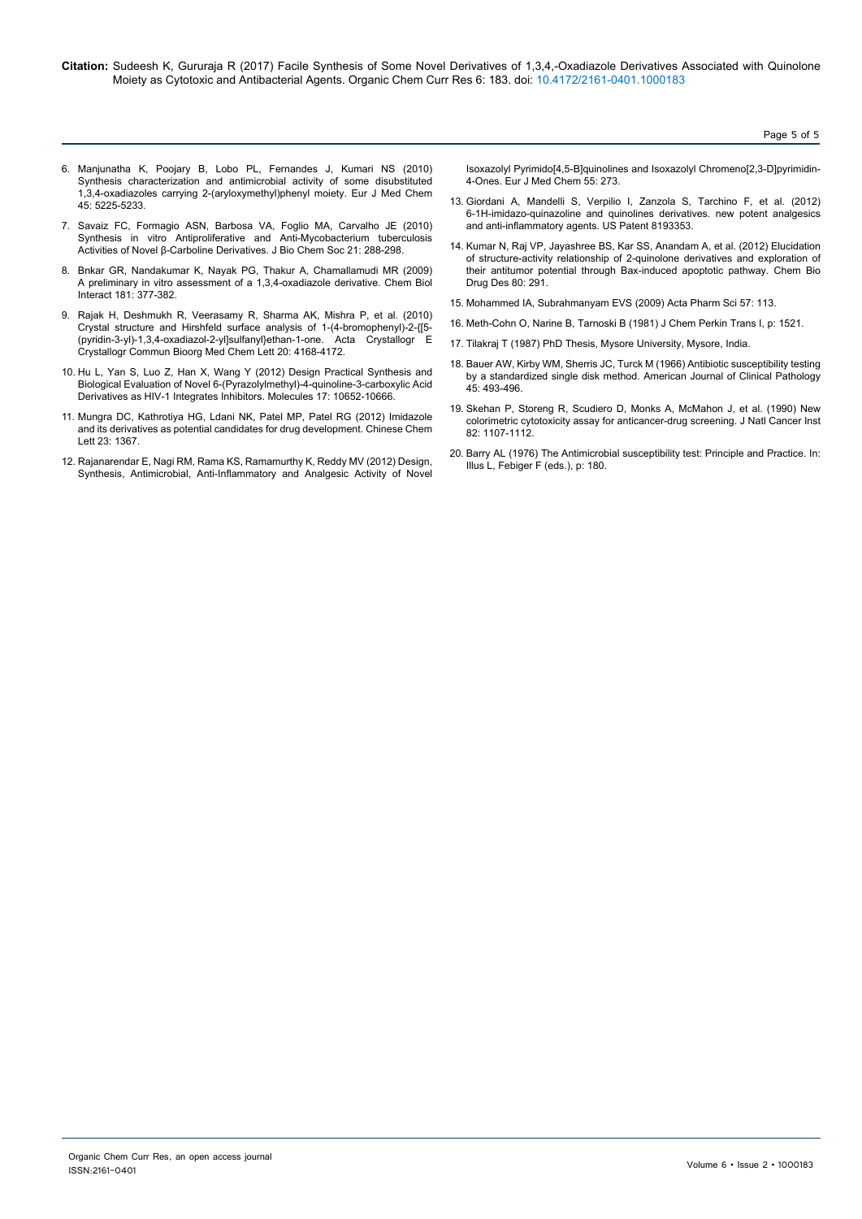6. Manjunatha K, Poojary B, Lobo PL, Fernandes J, Kumari NS (2010) Synthesis characterization and antimicrobial activity of some disubstituted 1,3,4-oxadiazoles carrying 2-(aryloxymethyl)phenyl moiety. Eur J Med Chem 45: 5225-5233.

7. Savaiz FC, Formagio ASN, Barbosa VA, Foglio MA, Carvalho JE (2010) Synthesis in vitro Antiproliferative and Anti-Mycobacterium tuberculosis Activities of Novel β-Carboline Derivatives. J Bio Chem Soc 21: 288-298.

8. Bnkar GR, Nandakumar K, Nayak PG, Thakur A, Chamallamudi MR (2009) A preliminary in vitro assessment of a 1,3,4-oxadiazole derivative. Chem Biol Interact 181: 377-382.

9. Rajak H, Deshmukh R, Veerasamy R, Sharma AK, Mishra P, et al. (2010) Crystal structure and Hirshfeld surface analysis of 1-(4-bromophenyl)-2-{[5-(pyridin-3-yl)-1,3,4-oxadiazol-2-yl]sulfanyl}ethan-1-one. Acta Crystallogr E Crystallogr Commun Bioorg Med Chem Lett 20: 4168-4172.

10. Hu L, Yan S, Luo Z, Han X, Wang Y (2012) Design Practical Synthesis and Biological Evaluation of Novel 6-(Pyrazolylmethyl)-4-quinoline-3-carboxylic Acid Derivatives as HIV-1 Integrates Inhibitors. Molecules 17: 10652-10666.

11. Mungra DC, Kathrotiya HG, Ldani NK, Patel MP, Patel RG (2012) Imidazole and its derivatives as potential candidates for drug development. Chinese Chem Lett 23: 1367.

12. Rajanarendar E, Nagi RM, Rama KS, Ramamurthy K, Reddy MV (2012) Design, Synthesis, Antimicrobial, Anti-Inflammatory and Analgesic Activity of Novel Isoxazolyl Pyrimido[4,5-B]quinolines and Isoxazolyl Chromeno[2,3-D]pyrimidin-4-Ones. Eur J Med Chem 55: 273.

13. Giordani A, Mandelli S, Verpilio I, Zanzola S, Tarchino F, et al. (2012) 6-1H-imidazo-quinazoline and quinolines derivatives. new potent analgesics and anti-inflammatory agents. US Patent 8193353.

14. Kumar N, Raj VP, Jayashree BS, Kar SS, Anandam A, et al. (2012) Elucidation of structure-activity relationship of 2-quinolone derivatives and exploration of their antitumor potential through Bax-induced apoptotic pathway. Chem Bio Drug Des 80: 291.

15. Mohammed IA, Subrahmanyam EVS (2009) Acta Pharm Sci 57: 113.

16. Meth-Cohn O, Narine B, Tarnoski B (1981) J Chem Perkin Trans I, p: 1521.

17. Tilakraj T (1987) PhD Thesis, Mysore University, Mysore, India.

18. Bauer AW, Kirby WM, Sherris JC, Turck M (1966) Antibiotic susceptibility testing by a standardized single disk method. American Journal of Clinical Pathology 45: 493-496.

19. Skehan P, Storeng R, Scudiero D, Monks A, McMahon J, et al. (1990) New colorimetric cytotoxicity assay for anticancer-drug screening. J Natl Cancer Inst 82: 1107-1112.

20. Barry AL (1976) The Antimicrobial susceptibility test: Principle and Practice. In: Illus L, Febiger F (eds.), p: 180.